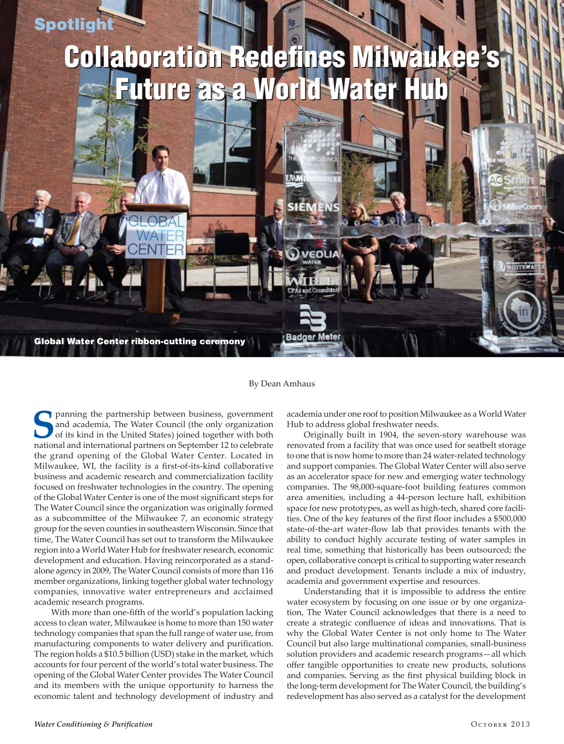Spotlight

# Collaboration Redefines Milwaukee's Future as a World Water Hub

Global Water Center ribbon-cutting ceremony

By Dean Amhaus

Spanning the partnership between business, government and academia, The Water Council (the only organization of its kind in the United States) joined together with both national and international partners on September 12 to celebrate the grand opening of the Global Water Center. Located in Milwaukee, WI, the facility is a first-of-its-kind collaborative business and academic research and commercialization facility focused on freshwater technologies in the country. The opening of the Global Water Center is one of the most significant steps for The Water Council since the organization was originally formed as a subcommittee of the Milwaukee 7, an economic strategy group for the seven counties in southeastern Wisconsin. Since that time, The Water Council has set out to transform the Milwaukee region into a World Water Hub for freshwater research, economic development and education. Having reincorporated as a stand-alone agency in 2009, The Water Council consists of more than 116 member organizations, linking together global water technology companies, innovative water entrepreneurs and acclaimed academic research programs.

With more than one-fifth of the world's population lacking access to clean water, Milwaukee is home to more than 150 water technology companies that span the full range of water use, from manufacturing components to water delivery and purification. The region holds a $10.5 billion (USD) stake in the market, which accounts for four percent of the world's total water business. The opening of the Global Water Center provides The Water Council and its members with the unique opportunity to harness the economic talent and technology development of industry and academia under one roof to position Milwaukee as a World Water Hub to address global freshwater needs.

Originally built in 1904, the seven-story warehouse was renovated from a facility that was once used for seatbelt storage to one that is now home to more than 24 water-related technology and support companies. The Global Water Center will also serve as an accelerator space for new and emerging water technology companies. The 98,000-square-foot building features common area amenities, including a 44-person lecture hall, exhibition space for new prototypes, as well as high-tech, shared core facilities. One of the key features of the first floor includes a $500,000 state-of-the-art water-flow lab that provides tenants with the ability to conduct highly accurate testing of water samples in real time, something that historically has been outsourced; the open, collaborative concept is critical to supporting water research and product development. Tenants include a mix of industry, academia and government expertise and resources.

Understanding that it is impossible to address the entire water ecosystem by focusing on one issue or by one organization, The Water Council acknowledges that there is a need to create a strategic confluence of ideas and innovations. That is why the Global Water Center is not only home to The Water Council but also large multinational companies, small-business solution providers and academic research programs—all which offer tangible opportunities to create new products, solutions and companies. Serving as the first physical building block in the long-term development for The Water Council, the building's redevelopment has also served as a catalyst for the development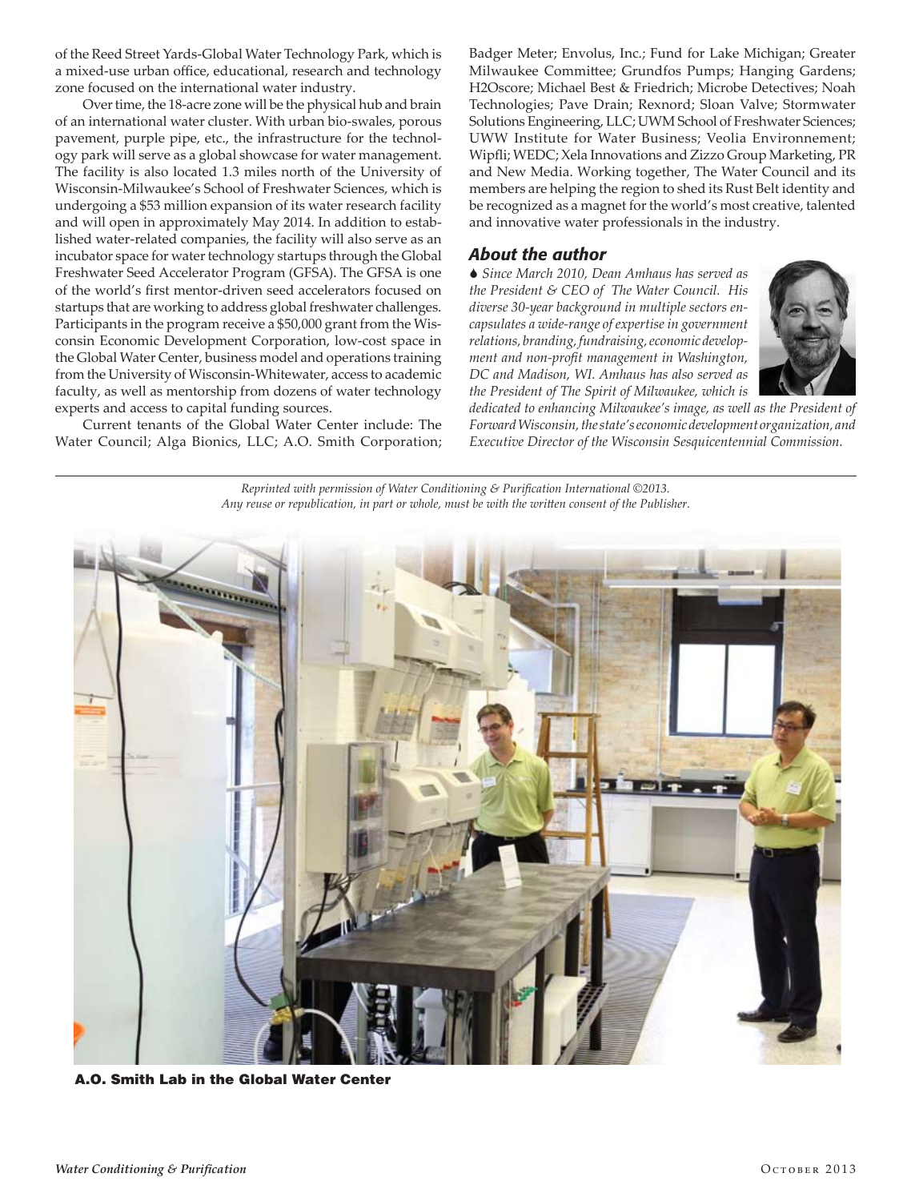of the Reed Street Yards-Global Water Technology Park, which is a mixed-use urban office, educational, research and technology zone focused on the international water industry.

Over time, the 18-acre zone will be the physical hub and brain of an international water cluster. With urban bio-swales, porous pavement, purple pipe, etc., the infrastructure for the technology park will serve as a global showcase for water management. The facility is also located 1.3 miles north of the University of Wisconsin-Milwaukee's School of Freshwater Sciences, which is undergoing a $53 million expansion of its water research facility and will open in approximately May 2014. In addition to established water-related companies, the facility will also serve as an incubator space for water technology startups through the Global Freshwater Seed Accelerator Program (GFSA). The GFSA is one of the world's first mentor-driven seed accelerators focused on startups that are working to address global freshwater challenges. Participants in the program receive a $50,000 grant from the Wisconsin Economic Development Corporation, low-cost space in the Global Water Center, business model and operations training from the University of Wisconsin-Whitewater, access to academic faculty, as well as mentorship from dozens of water technology experts and access to capital funding sources.

Current tenants of the Global Water Center include: The Water Council; Alga Bionics, LLC; A.O. Smith Corporation; Badger Meter; Envolus, Inc.; Fund for Lake Michigan; Greater Milwaukee Committee; Grundfos Pumps; Hanging Gardens; H2Oscore; Michael Best & Friedrich; Microbe Detectives; Noah Technologies; Pave Drain; Rexnord; Sloan Valve; Stormwater Solutions Engineering, LLC; UWM School of Freshwater Sciences; UWW Institute for Water Business; Veolia Environnement; Wipfli; WEDC; Xela Innovations and Zizzo Group Marketing, PR and New Media. Working together, The Water Council and its members are helping the region to shed its Rust Belt identity and be recognized as a magnet for the world's most creative, talented and innovative water professionals in the industry.

## *About the author*

*Since March 2010, Dean Amhaus has served as the President & CEO of The Water Council. His diverse 30-year background in multiple sectors encapsulates a wide-range of expertise in government relations, branding, fundraising, economic development and non-profit management in Washington, DC and Madison, WI. Amhaus has also served as the President of The Spirit of Milwaukee, which is dedicated to enhancing Milwaukee's image, as well as the President of Forward Wisconsin, the state's economic development organization, and Executive Director of the Wisconsin Sesquicentennial Commission.*

*Reprinted with permission of Water Conditioning & Purification International ©2013. Any reuse or republication, in part or whole, must be with the written consent of the Publisher.*

**A.O. Smith Lab in the Global Water Center**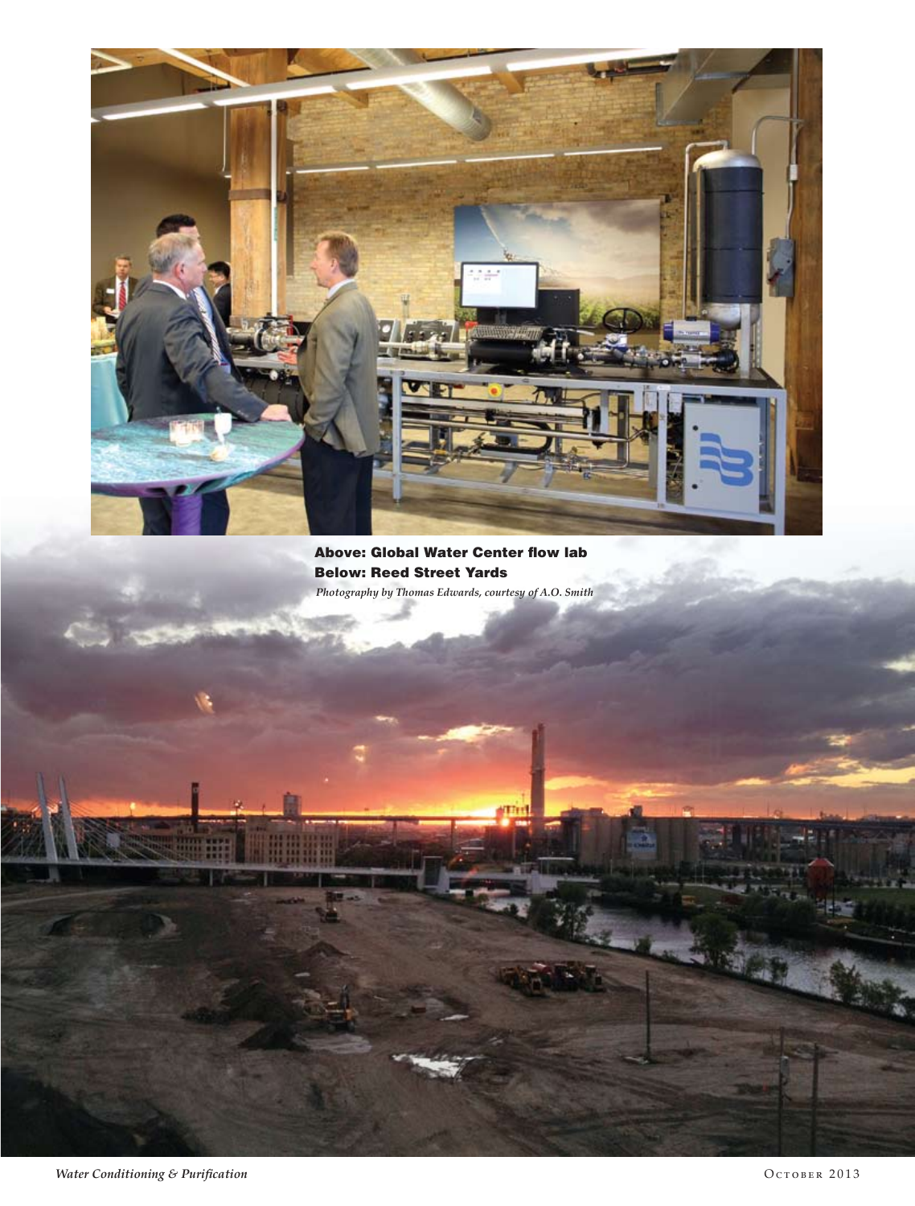**Above: Global Water Center flow lab**
**Below: Reed Street Yards**

*Photography by Thomas Edwards, courtesy of A.O. Smith*